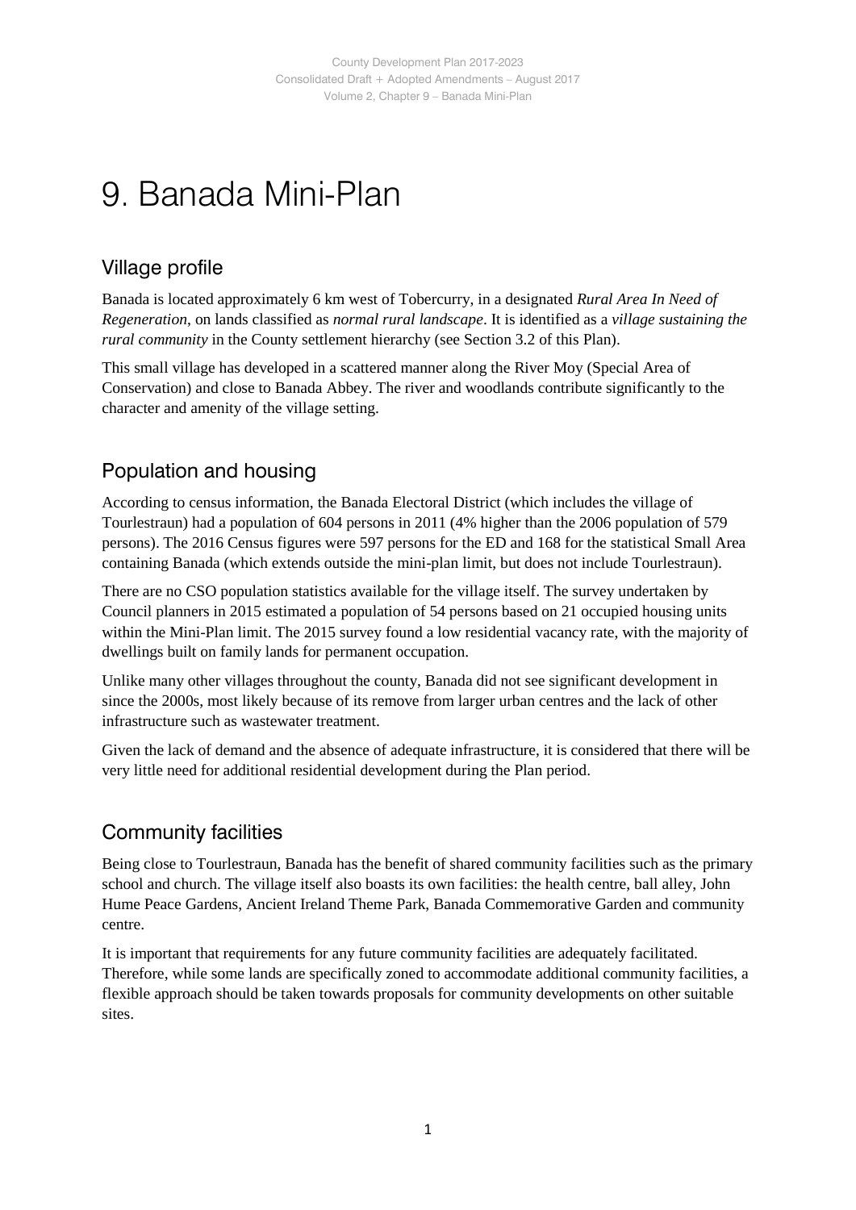# 9. Banada Mini-Plan

## Village profile

Banada is located approximately 6 km west of Tobercurry, in a designated *Rural Area In Need of Regeneration*, on lands classified as *normal rural landscape*. It is identified as a *village sustaining the rural community* in the County settlement hierarchy (see Section 3.2 of this Plan).

This small village has developed in a scattered manner along the River Moy (Special Area of Conservation) and close to Banada Abbey. The river and woodlands contribute significantly to the character and amenity of the village setting.

## Population and housing

According to census information, the Banada Electoral District (which includes the village of Tourlestraun) had a population of 604 persons in 2011 (4% higher than the 2006 population of 579 persons). The 2016 Census figures were 597 persons for the ED and 168 for the statistical Small Area containing Banada (which extends outside the mini-plan limit, but does not include Tourlestraun).

There are no CSO population statistics available for the village itself. The survey undertaken by Council planners in 2015 estimated a population of 54 persons based on 21 occupied housing units within the Mini-Plan limit. The 2015 survey found a low residential vacancy rate, with the majority of dwellings built on family lands for permanent occupation.

Unlike many other villages throughout the county, Banada did not see significant development in since the 2000s, most likely because of its remove from larger urban centres and the lack of other infrastructure such as wastewater treatment.

Given the lack of demand and the absence of adequate infrastructure, it is considered that there will be very little need for additional residential development during the Plan period.

## Community facilities

Being close to Tourlestraun, Banada has the benefit of shared community facilities such as the primary school and church. The village itself also boasts its own facilities: the health centre, ball alley, John Hume Peace Gardens, Ancient Ireland Theme Park, Banada Commemorative Garden and community centre.

It is important that requirements for any future community facilities are adequately facilitated. Therefore, while some lands are specifically zoned to accommodate additional community facilities, a flexible approach should be taken towards proposals for community developments on other suitable sites.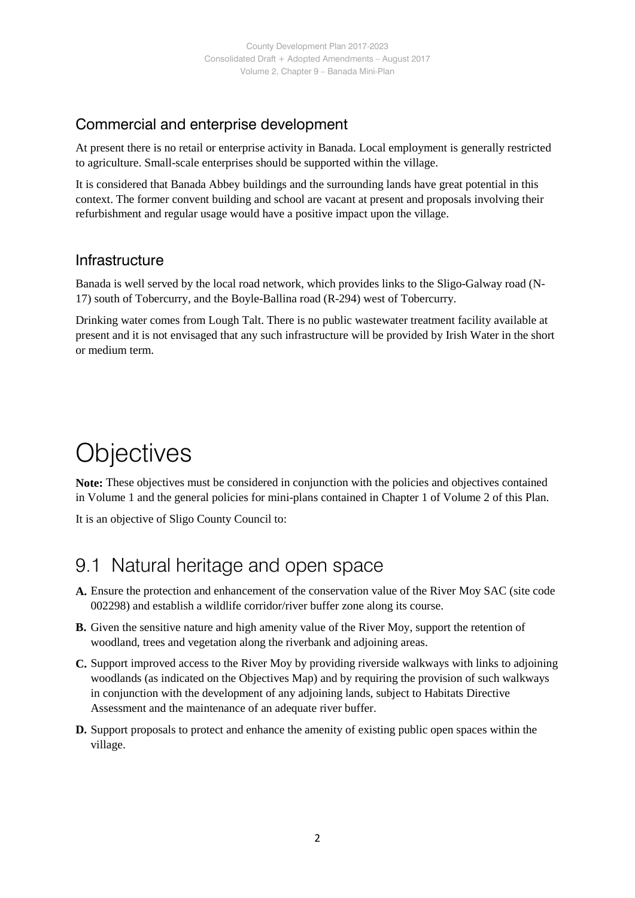## Commercial and enterprise development

At present there is no retail or enterprise activity in Banada. Local employment is generally restricted to agriculture. Small-scale enterprises should be supported within the village.

It is considered that Banada Abbey buildings and the surrounding lands have great potential in this context. The former convent building and school are vacant at present and proposals involving their refurbishment and regular usage would have a positive impact upon the village.

## Infrastructure

Banada is well served by the local road network, which provides links to the Sligo-Galway road (N-17) south of Tobercurry, and the Boyle-Ballina road (R-294) west of Tobercurry.

Drinking water comes from Lough Talt. There is no public wastewater treatment facility available at present and it is not envisaged that any such infrastructure will be provided by Irish Water in the short or medium term.

# Objectives

**Note:** These objectives must be considered in conjunction with the policies and objectives contained in Volume 1 and the general policies for mini-plans contained in Chapter 1 of Volume 2 of this Plan.

It is an objective of Sligo County Council to:

## 9.1 Natural heritage and open space

**A.** Ensure the protection and enhancement of the conservation value of the River Moy SAC (site code 002298) and establish a wildlife corridor/river buffer zone along its course.

**B.** Given the sensitive nature and high amenity value of the River Moy, support the retention of woodland, trees and vegetation along the riverbank and adjoining areas.

**C.** Support improved access to the River Moy by providing riverside walkways with links to adjoining woodlands (as indicated on the Objectives Map) and by requiring the provision of such walkways in conjunction with the development of any adjoining lands, subject to Habitats Directive Assessment and the maintenance of an adequate river buffer.

**D.** Support proposals to protect and enhance the amenity of existing public open spaces within the village.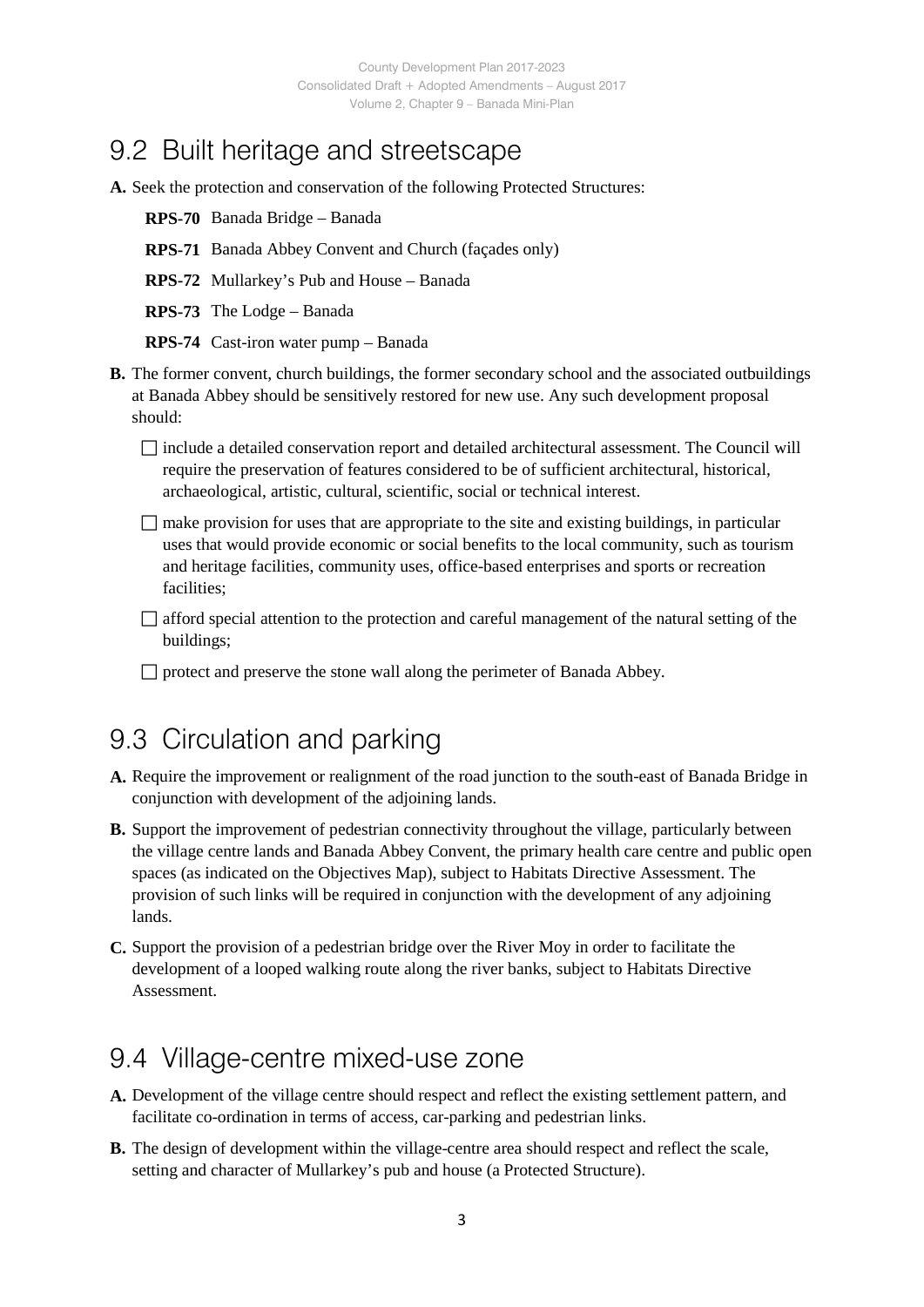## 9.2 Built heritage and streetscape

**A.** Seek the protection and conservation of the following Protected Structures:

**RPS-70** Banada Bridge – Banada

**RPS-71** Banada Abbey Convent and Church (façades only)

**RPS-72** Mullarkey's Pub and House – Banada

**RPS-73** The Lodge – Banada

**RPS-74** Cast-iron water pump – Banada

**B.** The former convent, church buildings, the former secondary school and the associated outbuildings at Banada Abbey should be sensitively restored for new use. Any such development proposal should:

- ☐ include a detailed conservation report and detailed architectural assessment. The Council will require the preservation of features considered to be of sufficient architectural, historical, archaeological, artistic, cultural, scientific, social or technical interest.
- ☐ make provision for uses that are appropriate to the site and existing buildings, in particular uses that would provide economic or social benefits to the local community, such as tourism and heritage facilities, community uses, office-based enterprises and sports or recreation facilities;
- ☐ afford special attention to the protection and careful management of the natural setting of the buildings;
- ☐ protect and preserve the stone wall along the perimeter of Banada Abbey.

## 9.3 Circulation and parking

**A.** Require the improvement or realignment of the road junction to the south-east of Banada Bridge in conjunction with development of the adjoining lands.

**B.** Support the improvement of pedestrian connectivity throughout the village, particularly between the village centre lands and Banada Abbey Convent, the primary health care centre and public open spaces (as indicated on the Objectives Map), subject to Habitats Directive Assessment. The provision of such links will be required in conjunction with the development of any adjoining lands.

**C.** Support the provision of a pedestrian bridge over the River Moy in order to facilitate the development of a looped walking route along the river banks, subject to Habitats Directive Assessment.

## 9.4 Village-centre mixed-use zone

**A.** Development of the village centre should respect and reflect the existing settlement pattern, and facilitate co-ordination in terms of access, car-parking and pedestrian links.

**B.** The design of development within the village-centre area should respect and reflect the scale, setting and character of Mullarkey's pub and house (a Protected Structure).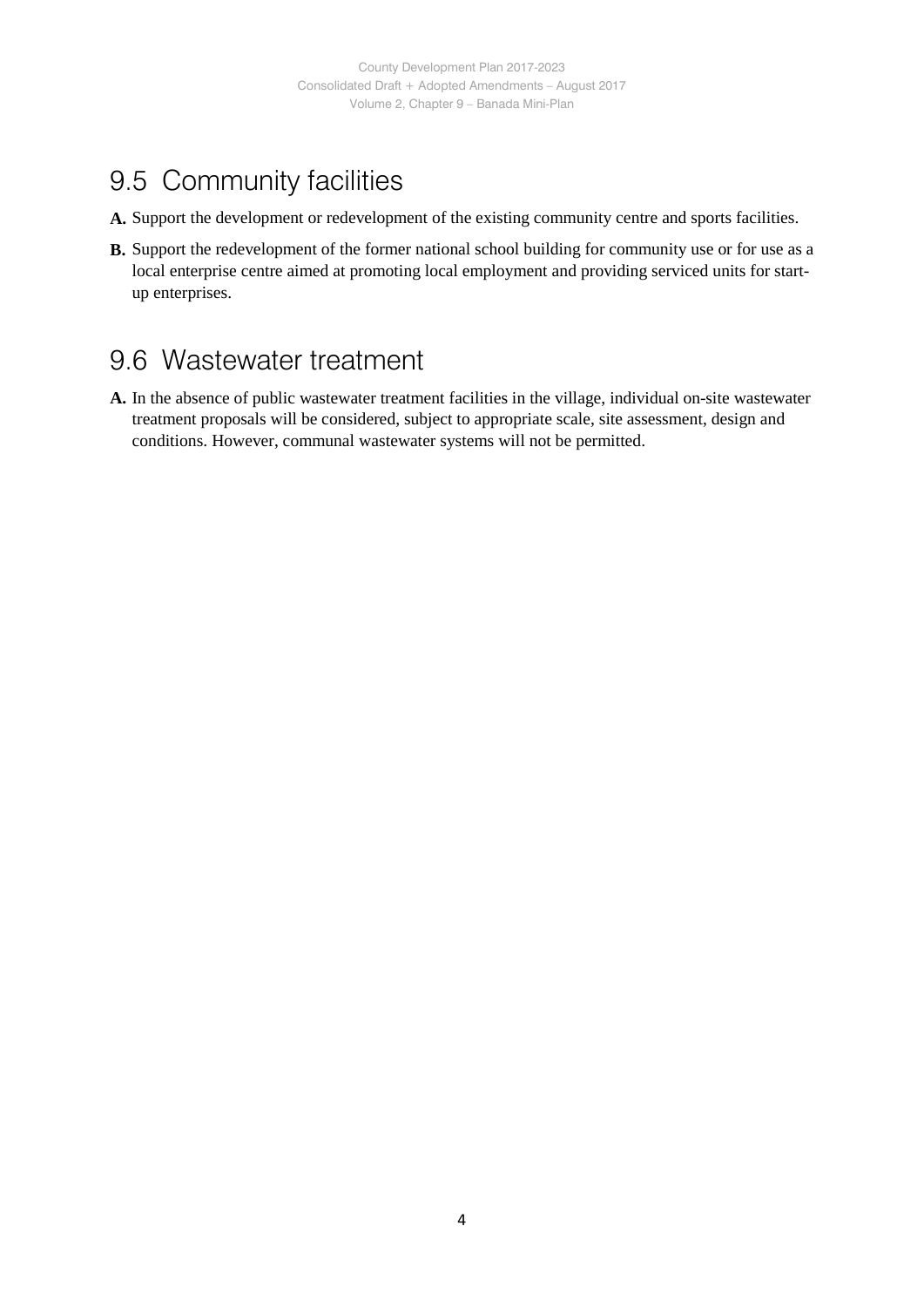## 9.5 Community facilities

**A.** Support the development or redevelopment of the existing community centre and sports facilities.

**B.** Support the redevelopment of the former national school building for community use or for use as a local enterprise centre aimed at promoting local employment and providing serviced units for start-up enterprises.

## 9.6 Wastewater treatment

**A.** In the absence of public wastewater treatment facilities in the village, individual on-site wastewater treatment proposals will be considered, subject to appropriate scale, site assessment, design and conditions. However, communal wastewater systems will not be permitted.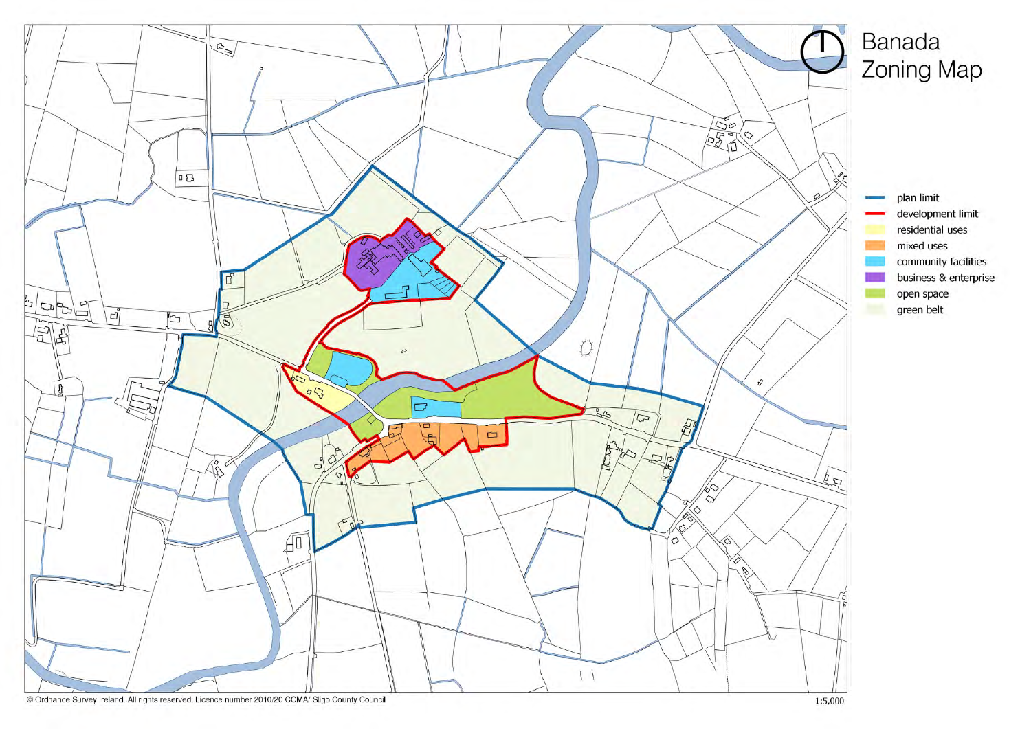# Banada Zoning Map

- plan limit
- development limit
- residential uses
- mixed uses
- community facilities
- business & enterprise
- open space
- green belt

© Ordnance Survey Ireland. All rights reserved. Licence number 2010/20 CCMA/ Sligo County Council

1:5,000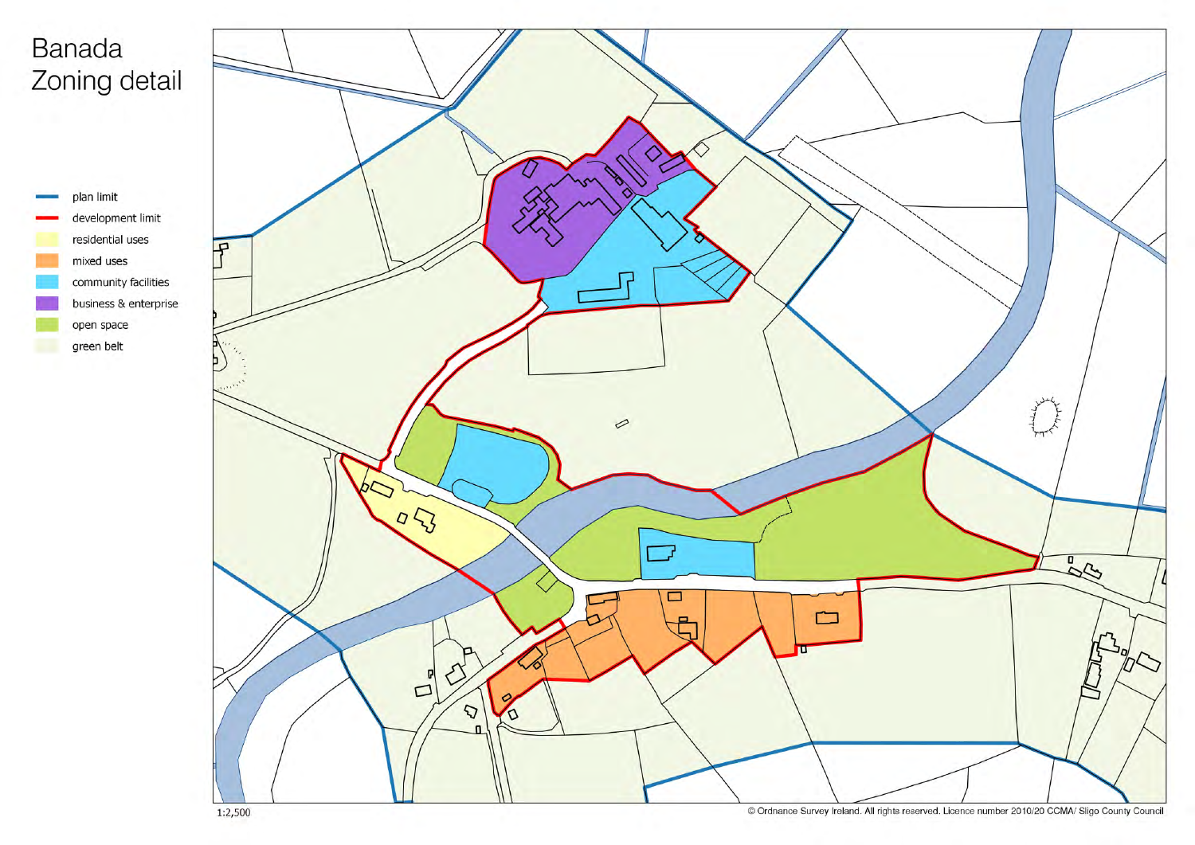# Banada Zoning detail

- plan limit
- development limit
- residential uses
- mixed uses
- community facilities
- business & enterprise
- open space
- green belt

1:2,500

© Ordnance Survey Ireland. All rights reserved. Licence number 2010/20 CCMA/ Sligo County Council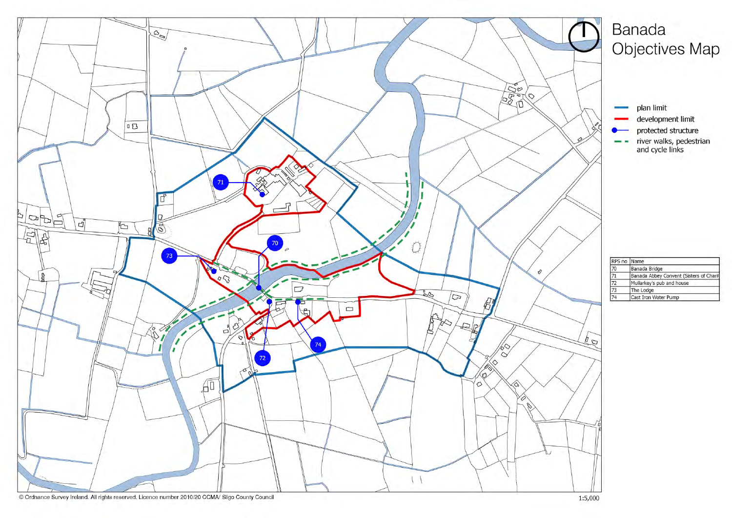# Banada Objectives Map

- plan limit
- development limit
- protected structure
- river walks, pedestrian and cycle links

| RPS no | Name |
|---|---|
| 70 | Banada Bridge |
| 71 | Banada Abbey Convent (Sisters of Charit |
| 72 | Mullarkey's pub and house |
| 73 | The Lodge |
| 74 | Cast Iron Water Pump |

© Ordnance Survey Ireland. All rights reserved. Licence number 2010/20 CCMA/ Sligo County Council

1:5,000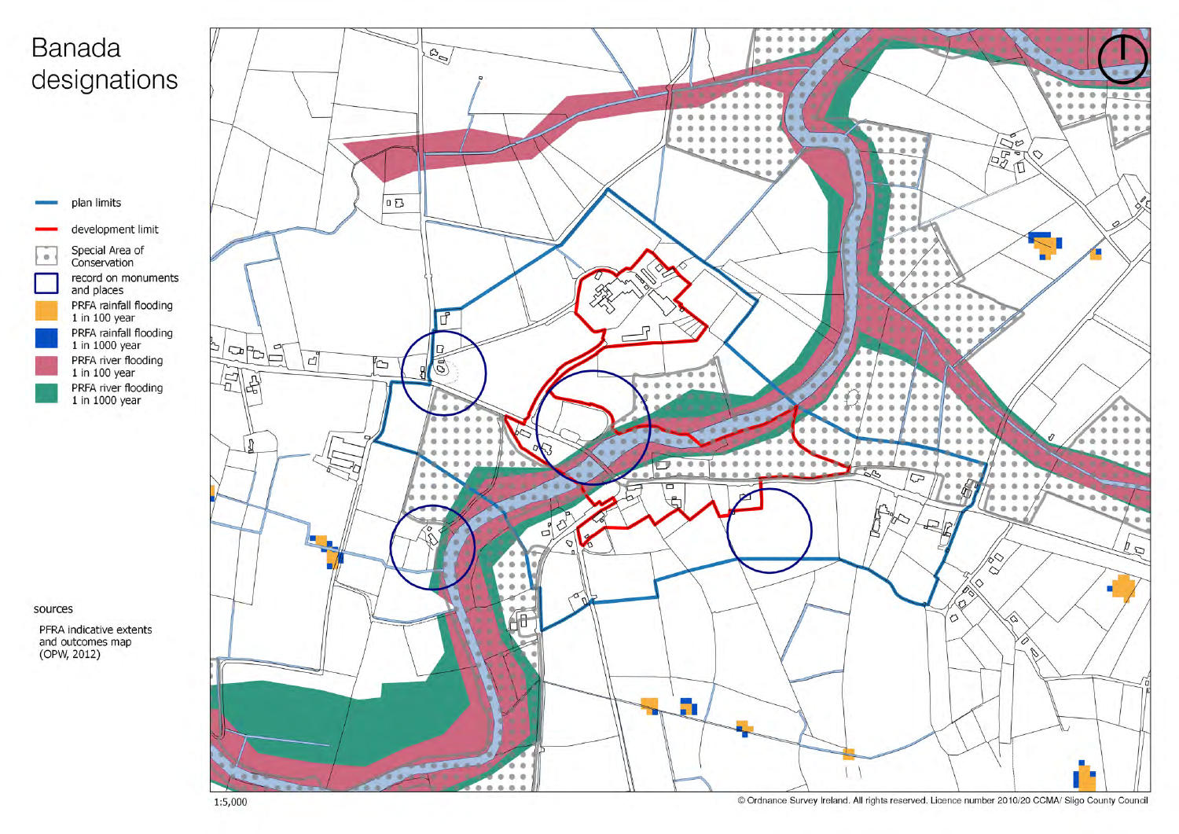# Banada designations

- plan limits
- development limit
- Special Area of Conservation
- record on monuments and places
- PRFA rainfall flooding 1 in 100 year
- PRFA rainfall flooding 1 in 1000 year
- PRFA river flooding 1 in 100 year
- PRFA river flooding 1 in 1000 year

sources

PFRA indicative extents and outcomes map (OPW, 2012)

1:5,000

© Ordnance Survey Ireland. All rights reserved. Licence number 2010/20 CCMA/ Sligo County Council